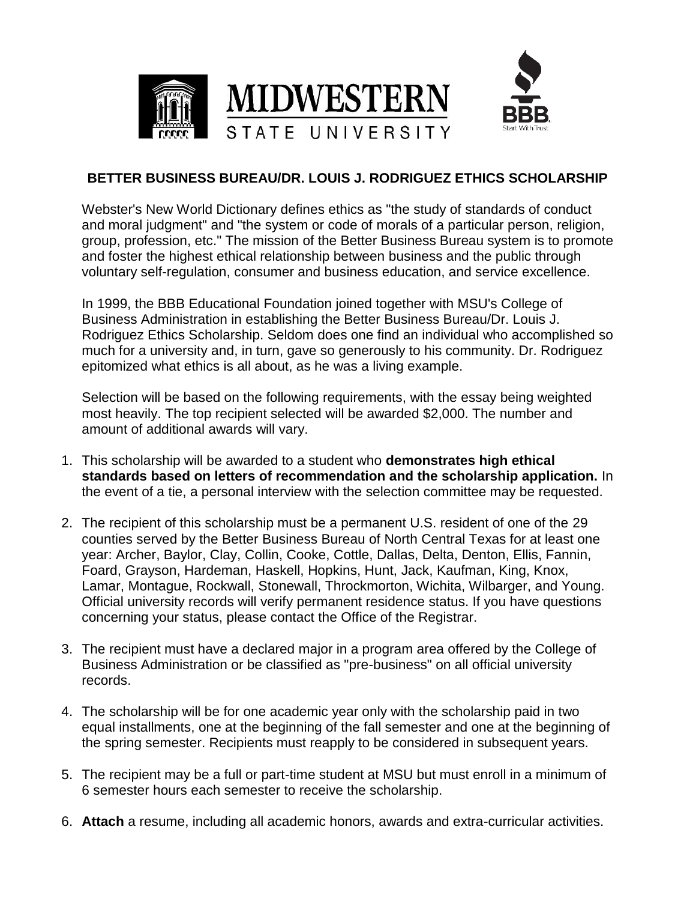MIDWESTERN STATE UNIVERSITY

BBB Start With Trust

## BETTER BUSINESS BUREAU/DR. LOUIS J. RODRIGUEZ ETHICS SCHOLARSHIP

Webster's New World Dictionary defines ethics as "the study of standards of conduct and moral judgment" and "the system or code of morals of a particular person, religion, group, profession, etc." The mission of the Better Business Bureau system is to promote and foster the highest ethical relationship between business and the public through voluntary self-regulation, consumer and business education, and service excellence.

In 1999, the BBB Educational Foundation joined together with MSU's College of Business Administration in establishing the Better Business Bureau/Dr. Louis J. Rodriguez Ethics Scholarship. Seldom does one find an individual who accomplished so much for a university and, in turn, gave so generously to his community. Dr. Rodriguez epitomized what ethics is all about, as he was a living example.

Selection will be based on the following requirements, with the essay being weighted most heavily. The top recipient selected will be awarded $2,000. The number and amount of additional awards will vary.

1. This scholarship will be awarded to a student who **demonstrates high ethical standards based on letters of recommendation and the scholarship application.** In the event of a tie, a personal interview with the selection committee may be requested.

2. The recipient of this scholarship must be a permanent U.S. resident of one of the 29 counties served by the Better Business Bureau of North Central Texas for at least one year: Archer, Baylor, Clay, Collin, Cooke, Cottle, Dallas, Delta, Denton, Ellis, Fannin, Foard, Grayson, Hardeman, Haskell, Hopkins, Hunt, Jack, Kaufman, King, Knox, Lamar, Montague, Rockwall, Stonewall, Throckmorton, Wichita, Wilbarger, and Young. Official university records will verify permanent residence status. If you have questions concerning your status, please contact the Office of the Registrar.

3. The recipient must have a declared major in a program area offered by the College of Business Administration or be classified as "pre-business" on all official university records.

4. The scholarship will be for one academic year only with the scholarship paid in two equal installments, one at the beginning of the fall semester and one at the beginning of the spring semester. Recipients must reapply to be considered in subsequent years.

5. The recipient may be a full or part-time student at MSU but must enroll in a minimum of 6 semester hours each semester to receive the scholarship.

6. **Attach** a resume, including all academic honors, awards and extra-curricular activities.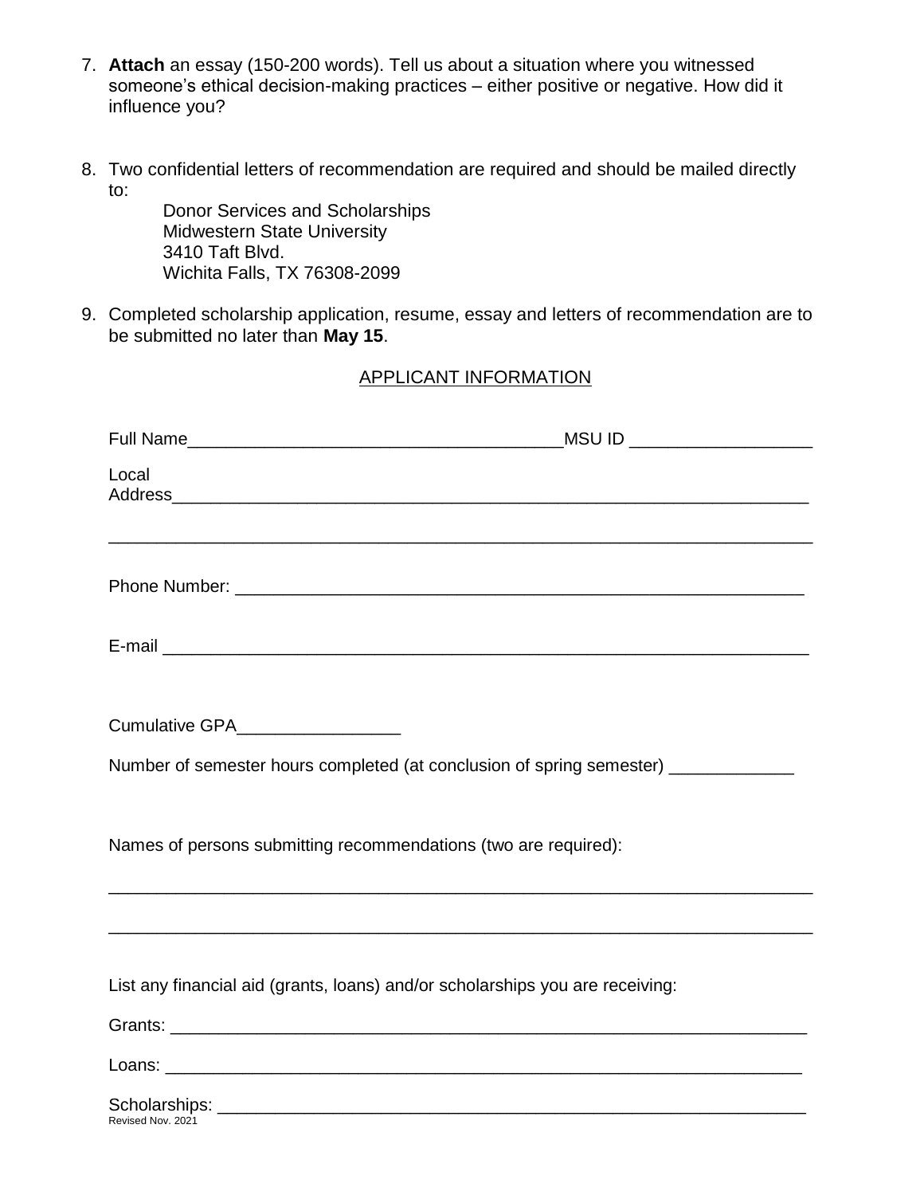7. **Attach** an essay (150-200 words). Tell us about a situation where you witnessed someone's ethical decision-making practices – either positive or negative. How did it influence you?

8. Two confidential letters of recommendation are required and should be mailed directly to:

   Donor Services and Scholarships
   Midwestern State University
   3410 Taft Blvd.
   Wichita Falls, TX 76308-2099

9. Completed scholarship application, resume, essay and letters of recommendation are to be submitted no later than **May 15**.

## APPLICANT INFORMATION

Full Name_______________________________________MSU ID ___________________

Local Address_____________________________________________________________________

_____________________________________________________________________________

Phone Number: _____________________________________________________________

E-mail ___________________________________________________________________

Cumulative GPA_________________

Number of semester hours completed (at conclusion of spring semester) _____________

Names of persons submitting recommendations (two are required):

_____________________________________________________________________________

_____________________________________________________________________________

List any financial aid (grants, loans) and/or scholarships you are receiving:

Grants: __________________________________________________________________

Loans: __________________________________________________________________

Scholarships: _____________________________________________________________

Revised Nov. 2021